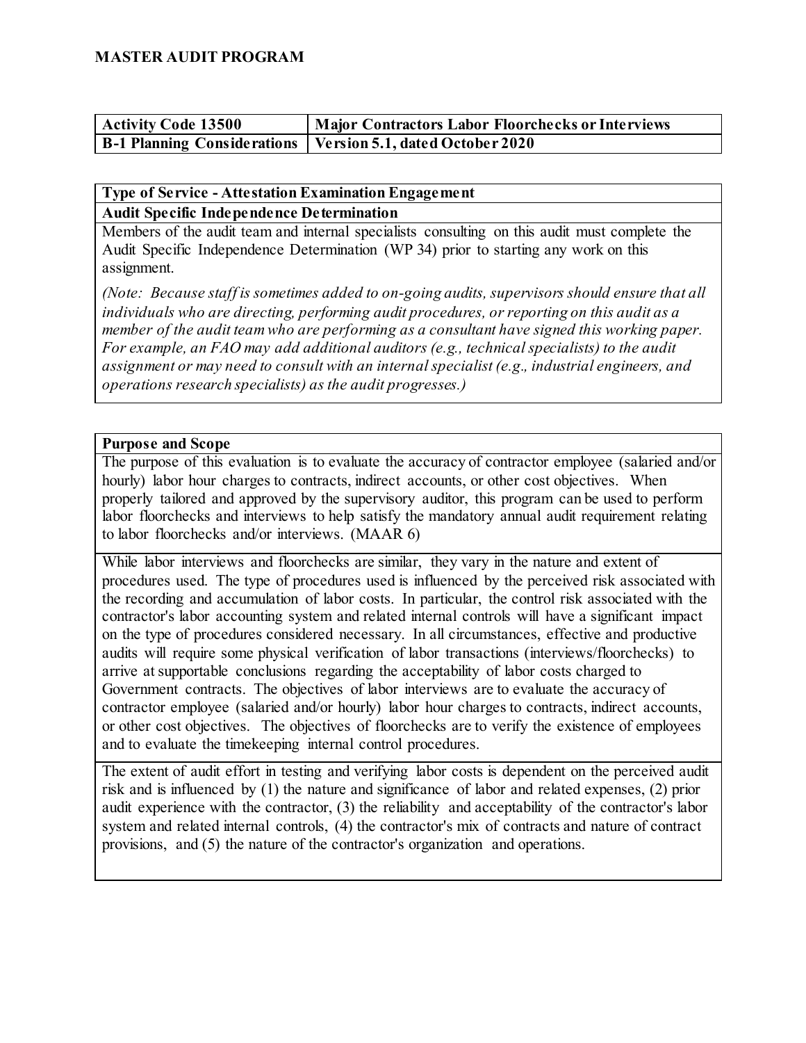# MASTER AUDIT PROGRAM

| Activity Code 13500 | Major Contractors Labor Floorchecks or Interviews |
| --- | --- |
| B-1 Planning Considerations | Version 5.1, dated October 2020 |

## Type of Service - Attestation Examination Engagement

### Audit Specific Independence Determination

Members of the audit team and internal specialists consulting on this audit must complete the Audit Specific Independence Determination (WP 34) prior to starting any work on this assignment.

*(Note: Because staff is sometimes added to on-going audits, supervisors should ensure that all individuals who are directing, performing audit procedures, or reporting on this audit as a member of the audit team who are performing as a consultant have signed this working paper. For example, an FAO may add additional auditors (e.g., technical specialists) to the audit assignment or may need to consult with an internal specialist (e.g., industrial engineers, and operations research specialists) as the audit progresses.)*

## Purpose and Scope

The purpose of this evaluation is to evaluate the accuracy of contractor employee (salaried and/or hourly) labor hour charges to contracts, indirect accounts, or other cost objectives. When properly tailored and approved by the supervisory auditor, this program can be used to perform labor floorchecks and interviews to help satisfy the mandatory annual audit requirement relating to labor floorchecks and/or interviews. (MAAR 6)

While labor interviews and floorchecks are similar, they vary in the nature and extent of procedures used. The type of procedures used is influenced by the perceived risk associated with the recording and accumulation of labor costs. In particular, the control risk associated with the contractor's labor accounting system and related internal controls will have a significant impact on the type of procedures considered necessary. In all circumstances, effective and productive audits will require some physical verification of labor transactions (interviews/floorchecks) to arrive at supportable conclusions regarding the acceptability of labor costs charged to Government contracts. The objectives of labor interviews are to evaluate the accuracy of contractor employee (salaried and/or hourly) labor hour charges to contracts, indirect accounts, or other cost objectives. The objectives of floorchecks are to verify the existence of employees and to evaluate the timekeeping internal control procedures.

The extent of audit effort in testing and verifying labor costs is dependent on the perceived audit risk and is influenced by (1) the nature and significance of labor and related expenses, (2) prior audit experience with the contractor, (3) the reliability and acceptability of the contractor's labor system and related internal controls, (4) the contractor's mix of contracts and nature of contract provisions, and (5) the nature of the contractor's organization and operations.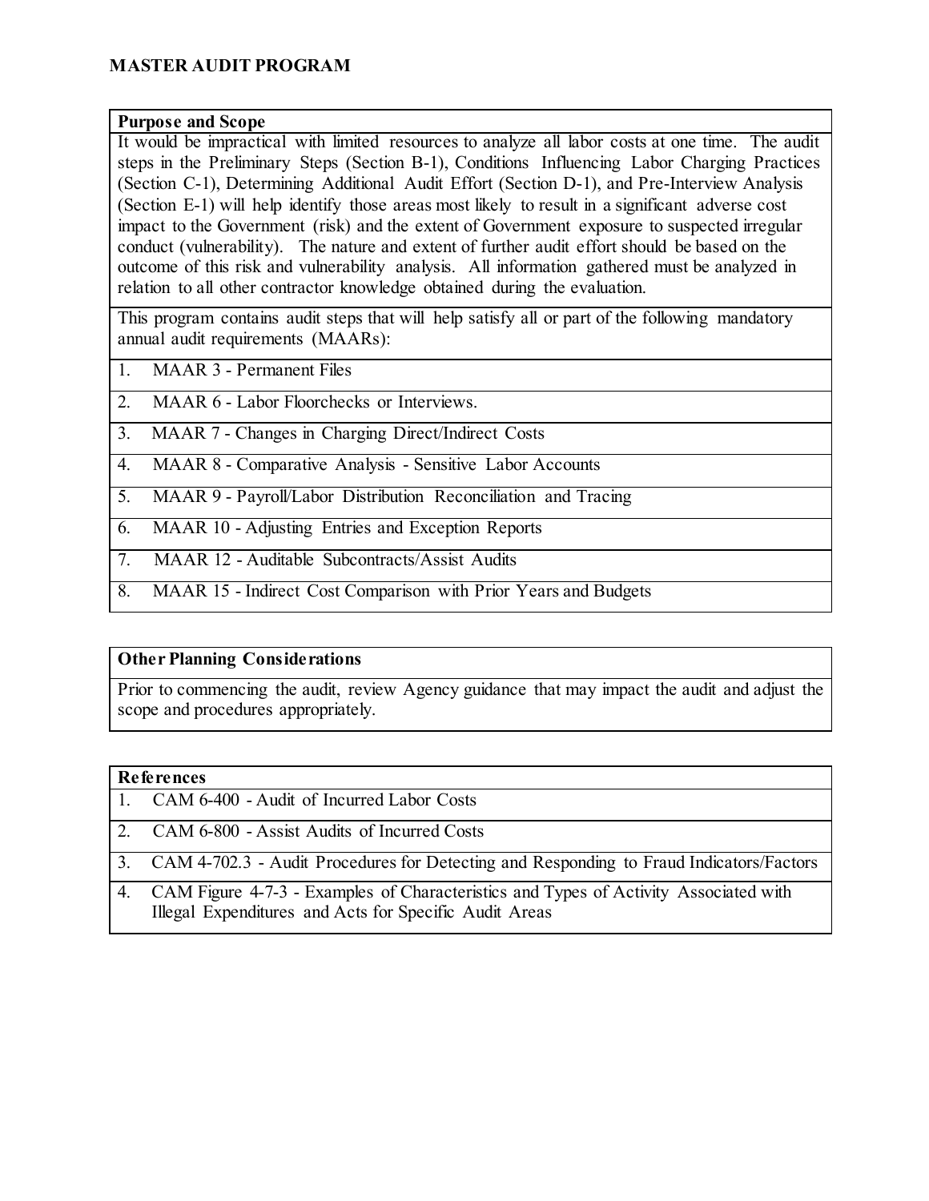# MASTER AUDIT PROGRAM

**Purpose and Scope**

It would be impractical with limited resources to analyze all labor costs at one time. The audit steps in the Preliminary Steps (Section B-1), Conditions Influencing Labor Charging Practices (Section C-1), Determining Additional Audit Effort (Section D-1), and Pre-Interview Analysis (Section E-1) will help identify those areas most likely to result in a significant adverse cost impact to the Government (risk) and the extent of Government exposure to suspected irregular conduct (vulnerability). The nature and extent of further audit effort should be based on the outcome of this risk and vulnerability analysis. All information gathered must be analyzed in relation to all other contractor knowledge obtained during the evaluation.

This program contains audit steps that will help satisfy all or part of the following mandatory annual audit requirements (MAARs):

1. MAAR 3 - Permanent Files
2. MAAR 6 - Labor Floorchecks or Interviews.
3. MAAR 7 - Changes in Charging Direct/Indirect Costs
4. MAAR 8 - Comparative Analysis - Sensitive Labor Accounts
5. MAAR 9 - Payroll/Labor Distribution Reconciliation and Tracing
6. MAAR 10 - Adjusting Entries and Exception Reports
7. MAAR 12 - Auditable Subcontracts/Assist Audits
8. MAAR 15 - Indirect Cost Comparison with Prior Years and Budgets

**Other Planning Considerations**

Prior to commencing the audit, review Agency guidance that may impact the audit and adjust the scope and procedures appropriately.

**References**

1. CAM 6-400 - Audit of Incurred Labor Costs
2. CAM 6-800 - Assist Audits of Incurred Costs
3. CAM 4-702.3 - Audit Procedures for Detecting and Responding to Fraud Indicators/Factors
4. CAM Figure 4-7-3 - Examples of Characteristics and Types of Activity Associated with Illegal Expenditures and Acts for Specific Audit Areas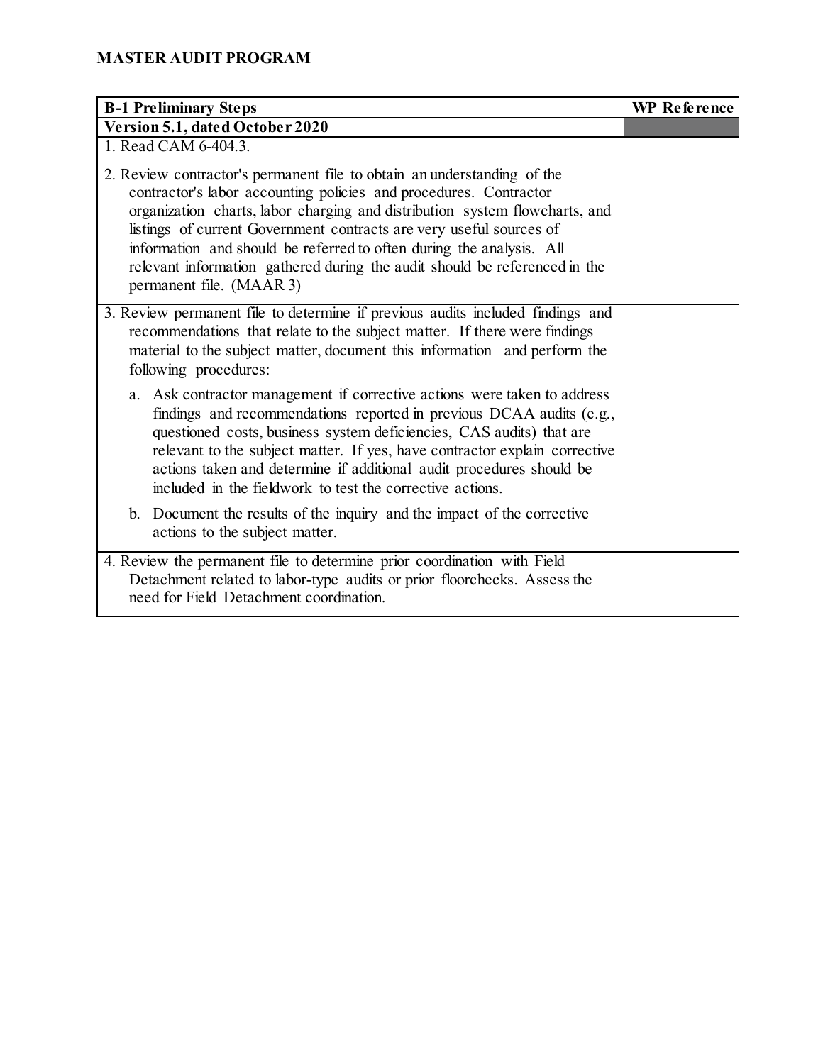# MASTER AUDIT PROGRAM

| B-1 Preliminary Steps | WP Reference |
|---|---|
| **Version 5.1, dated October 2020** | |
| 1. Read CAM 6-404.3. | |
| 2. Review contractor's permanent file to obtain an understanding of the contractor's labor accounting policies and procedures. Contractor organization charts, labor charging and distribution system flowcharts, and listings of current Government contracts are very useful sources of information and should be referred to often during the analysis. All relevant information gathered during the audit should be referenced in the permanent file. (MAAR 3) | |
| 3. Review permanent file to determine if previous audits included findings and recommendations that relate to the subject matter. If there were findings material to the subject matter, document this information and perform the following procedures:<br><br>a. Ask contractor management if corrective actions were taken to address findings and recommendations reported in previous DCAA audits (e.g., questioned costs, business system deficiencies, CAS audits) that are relevant to the subject matter. If yes, have contractor explain corrective actions taken and determine if additional audit procedures should be included in the fieldwork to test the corrective actions.<br><br>b. Document the results of the inquiry and the impact of the corrective actions to the subject matter. | |
| 4. Review the permanent file to determine prior coordination with Field Detachment related to labor-type audits or prior floorchecks. Assess the need for Field Detachment coordination. | |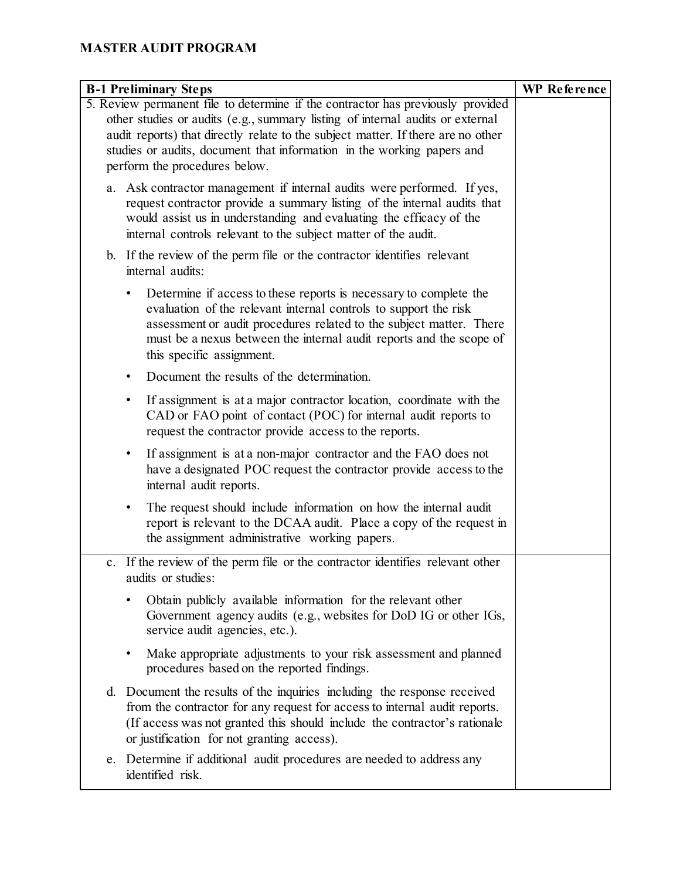# MASTER AUDIT PROGRAM

| B-1 Preliminary Steps | WP Reference |
|---|---|
| 5. Review permanent file to determine if the contractor has previously provided other studies or audits (e.g., summary listing of internal audits or external audit reports) that directly relate to the subject matter. If there are no other studies or audits, document that information in the working papers and perform the procedures below.<br><br>a. Ask contractor management if internal audits were performed. If yes, request contractor provide a summary listing of the internal audits that would assist us in understanding and evaluating the efficacy of the internal controls relevant to the subject matter of the audit.<br><br>b. If the review of the perm file or the contractor identifies relevant internal audits:<br><br>• Determine if access to these reports is necessary to complete the evaluation of the relevant internal controls to support the risk assessment or audit procedures related to the subject matter. There must be a nexus between the internal audit reports and the scope of this specific assignment.<br><br>• Document the results of the determination.<br><br>• If assignment is at a major contractor location, coordinate with the CAD or FAO point of contact (POC) for internal audit reports to request the contractor provide access to the reports.<br><br>• If assignment is at a non-major contractor and the FAO does not have a designated POC request the contractor provide access to the internal audit reports.<br><br>• The request should include information on how the internal audit report is relevant to the DCAA audit. Place a copy of the request in the assignment administrative working papers. | |
| c. If the review of the perm file or the contractor identifies relevant other audits or studies:<br><br>• Obtain publicly available information for the relevant other Government agency audits (e.g., websites for DoD IG or other IGs, service audit agencies, etc.).<br><br>• Make appropriate adjustments to your risk assessment and planned procedures based on the reported findings.<br><br>d. Document the results of the inquiries including the response received from the contractor for any request for access to internal audit reports. (If access was not granted this should include the contractor's rationale or justification for not granting access).<br><br>e. Determine if additional audit procedures are needed to address any identified risk. | |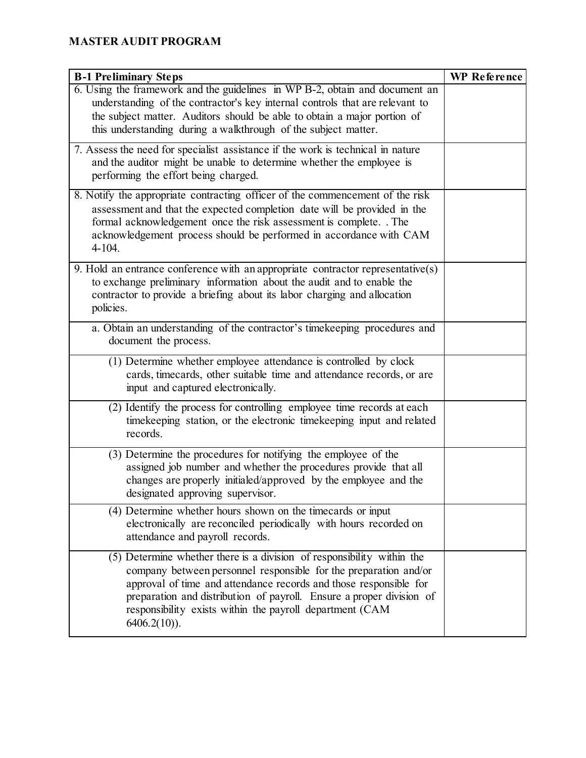**MASTER AUDIT PROGRAM**

| B-1 Preliminary Steps | WP Reference |
|---|---|
| 6. Using the framework and the guidelines in WP B-2, obtain and document an understanding of the contractor's key internal controls that are relevant to the subject matter. Auditors should be able to obtain a major portion of this understanding during a walkthrough of the subject matter. | |
| 7. Assess the need for specialist assistance if the work is technical in nature and the auditor might be unable to determine whether the employee is performing the effort being charged. | |
| 8. Notify the appropriate contracting officer of the commencement of the risk assessment and that the expected completion date will be provided in the formal acknowledgement once the risk assessment is complete. . The acknowledgement process should be performed in accordance with CAM 4-104. | |
| 9. Hold an entrance conference with an appropriate contractor representative(s) to exchange preliminary information about the audit and to enable the contractor to provide a briefing about its labor charging and allocation policies. | |
| a. Obtain an understanding of the contractor's timekeeping procedures and document the process. | |
| (1) Determine whether employee attendance is controlled by clock cards, timecards, other suitable time and attendance records, or are input and captured electronically. | |
| (2) Identify the process for controlling employee time records at each timekeeping station, or the electronic timekeeping input and related records. | |
| (3) Determine the procedures for notifying the employee of the assigned job number and whether the procedures provide that all changes are properly initialed/approved by the employee and the designated approving supervisor. | |
| (4) Determine whether hours shown on the timecards or input electronically are reconciled periodically with hours recorded on attendance and payroll records. | |
| (5) Determine whether there is a division of responsibility within the company between personnel responsible for the preparation and/or approval of time and attendance records and those responsible for preparation and distribution of payroll. Ensure a proper division of responsibility exists within the payroll department (CAM 6406.2(10)). | |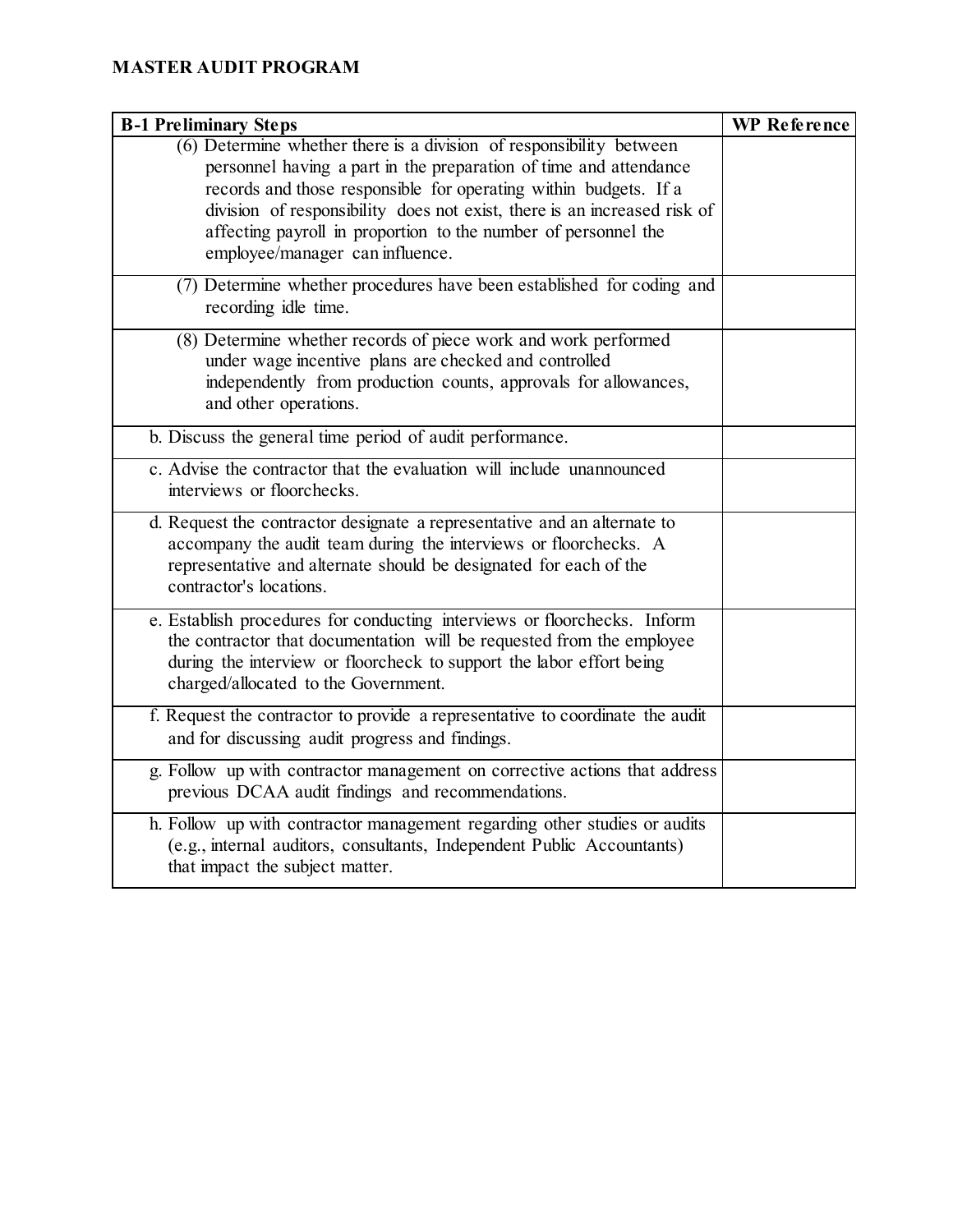## MASTER AUDIT PROGRAM

| B-1 Preliminary Steps | WP Reference |
|---|---|
| (6) Determine whether there is a division of responsibility between personnel having a part in the preparation of time and attendance records and those responsible for operating within budgets. If a division of responsibility does not exist, there is an increased risk of affecting payroll in proportion to the number of personnel the employee/manager can influence. | |
| (7) Determine whether procedures have been established for coding and recording idle time. | |
| (8) Determine whether records of piece work and work performed under wage incentive plans are checked and controlled independently from production counts, approvals for allowances, and other operations. | |
| b. Discuss the general time period of audit performance. | |
| c. Advise the contractor that the evaluation will include unannounced interviews or floorchecks. | |
| d. Request the contractor designate a representative and an alternate to accompany the audit team during the interviews or floorchecks. A representative and alternate should be designated for each of the contractor's locations. | |
| e. Establish procedures for conducting interviews or floorchecks. Inform the contractor that documentation will be requested from the employee during the interview or floorcheck to support the labor effort being charged/allocated to the Government. | |
| f. Request the contractor to provide a representative to coordinate the audit and for discussing audit progress and findings. | |
| g. Follow up with contractor management on corrective actions that address previous DCAA audit findings and recommendations. | |
| h. Follow up with contractor management regarding other studies or audits (e.g., internal auditors, consultants, Independent Public Accountants) that impact the subject matter. | |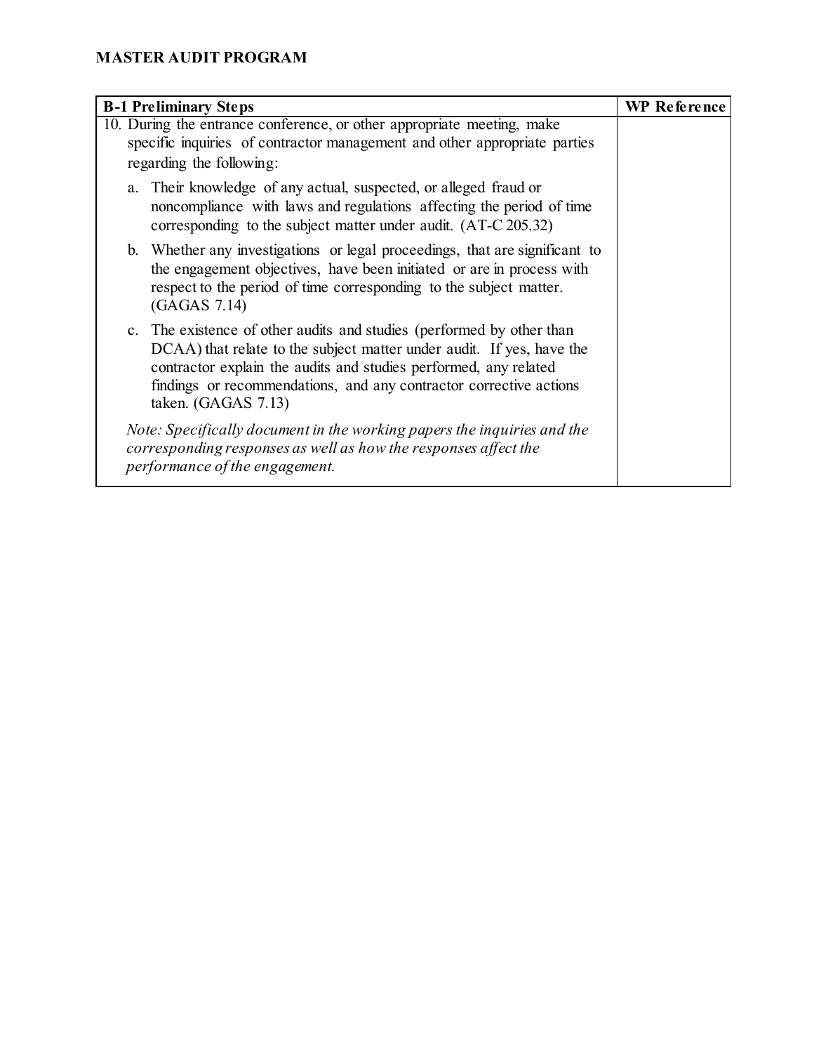**MASTER AUDIT PROGRAM**

| B-1 Preliminary Steps | WP Reference |
|---|---|
| 10. During the entrance conference, or other appropriate meeting, make specific inquiries of contractor management and other appropriate parties regarding the following:<br><br>a. Their knowledge of any actual, suspected, or alleged fraud or noncompliance with laws and regulations affecting the period of time corresponding to the subject matter under audit. (AT-C 205.32)<br><br>b. Whether any investigations or legal proceedings, that are significant to the engagement objectives, have been initiated or are in process with respect to the period of time corresponding to the subject matter. (GAGAS 7.14)<br><br>c. The existence of other audits and studies (performed by other than DCAA) that relate to the subject matter under audit. If yes, have the contractor explain the audits and studies performed, any related findings or recommendations, and any contractor corrective actions taken. (GAGAS 7.13)<br><br>*Note: Specifically document in the working papers the inquiries and the corresponding responses as well as how the responses affect the performance of the engagement.* | |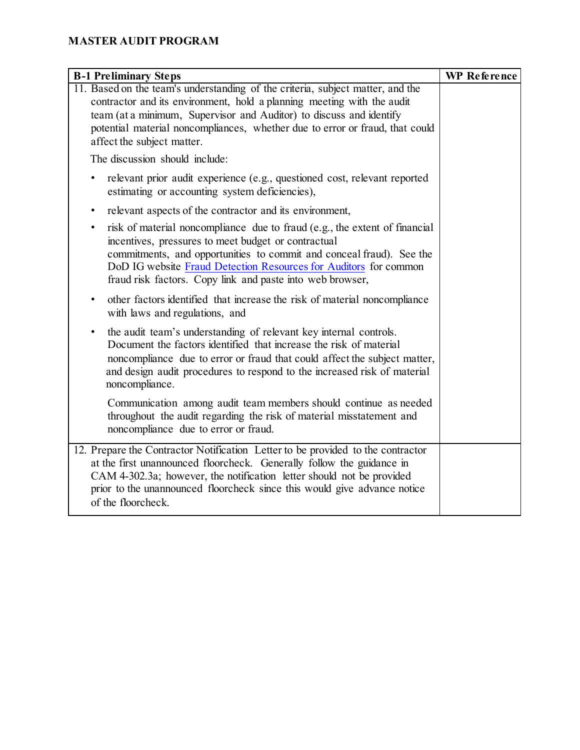**MASTER AUDIT PROGRAM**

| B-1 Preliminary Steps | WP Reference |
|---|---|
| 11. Based on the team's understanding of the criteria, subject matter, and the contractor and its environment, hold a planning meeting with the audit team (at a minimum, Supervisor and Auditor) to discuss and identify potential material noncompliances, whether due to error or fraud, that could affect the subject matter.<br><br>The discussion should include:<br><br>• relevant prior audit experience (e.g., questioned cost, relevant reported estimating or accounting system deficiencies),<br><br>• relevant aspects of the contractor and its environment,<br><br>• risk of material noncompliance due to fraud (e.g., the extent of financial incentives, pressures to meet budget or contractual commitments, and opportunities to commit and conceal fraud). See the DoD IG website [Fraud Detection Resources for Auditors] for common fraud risk factors. Copy link and paste into web browser,<br><br>• other factors identified that increase the risk of material noncompliance with laws and regulations, and<br><br>• the audit team's understanding of relevant key internal controls. Document the factors identified that increase the risk of material noncompliance due to error or fraud that could affect the subject matter, and design audit procedures to respond to the increased risk of material noncompliance.<br><br>Communication among audit team members should continue as needed throughout the audit regarding the risk of material misstatement and noncompliance due to error or fraud. | |
| 12. Prepare the Contractor Notification Letter to be provided to the contractor at the first unannounced floorcheck. Generally follow the guidance in CAM 4-302.3a; however, the notification letter should not be provided prior to the unannounced floorcheck since this would give advance notice of the floorcheck. | |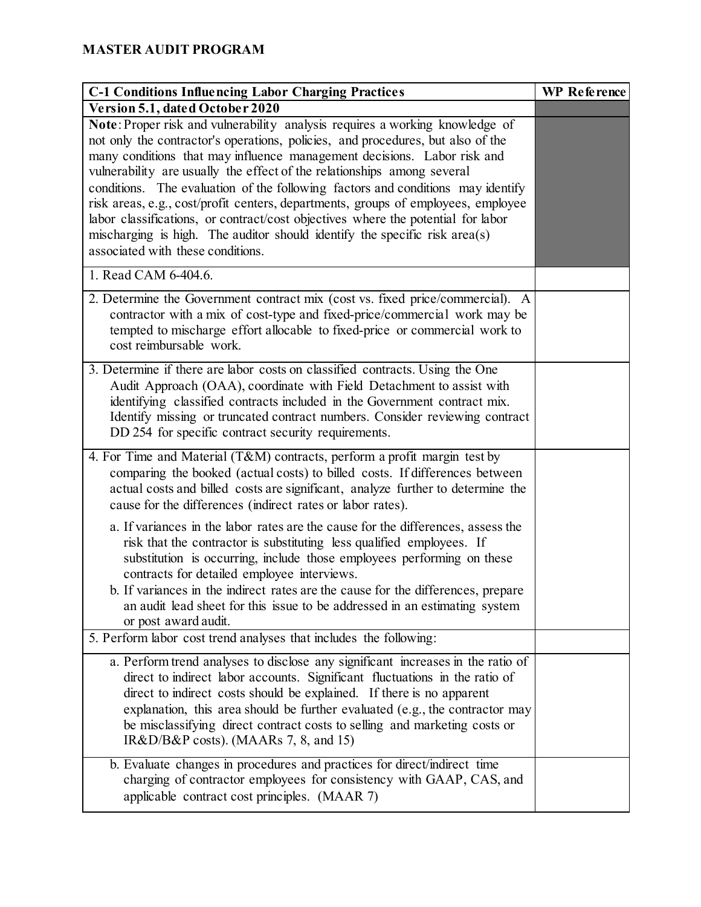**MASTER AUDIT PROGRAM**

| C-1 Conditions Influencing Labor Charging Practices | WP Reference |
|---|---|
| **Version 5.1, dated October 2020** | |
| **Note**: Proper risk and vulnerability analysis requires a working knowledge of not only the contractor's operations, policies, and procedures, but also of the many conditions that may influence management decisions. Labor risk and vulnerability are usually the effect of the relationships among several conditions. The evaluation of the following factors and conditions may identify risk areas, e.g., cost/profit centers, departments, groups of employees, employee labor classifications, or contract/cost objectives where the potential for labor mischarging is high. The auditor should identify the specific risk area(s) associated with these conditions. | |
| 1. Read CAM 6-404.6. | |
| 2. Determine the Government contract mix (cost vs. fixed price/commercial). A contractor with a mix of cost-type and fixed-price/commercial work may be tempted to mischarge effort allocable to fixed-price or commercial work to cost reimbursable work. | |
| 3. Determine if there are labor costs on classified contracts. Using the One Audit Approach (OAA), coordinate with Field Detachment to assist with identifying classified contracts included in the Government contract mix. Identify missing or truncated contract numbers. Consider reviewing contract DD 254 for specific contract security requirements. | |
| 4. For Time and Material (T&M) contracts, perform a profit margin test by comparing the booked (actual costs) to billed costs. If differences between actual costs and billed costs are significant, analyze further to determine the cause for the differences (indirect rates or labor rates).<br><br>a. If variances in the labor rates are the cause for the differences, assess the risk that the contractor is substituting less qualified employees. If substitution is occurring, include those employees performing on these contracts for detailed employee interviews.<br>b. If variances in the indirect rates are the cause for the differences, prepare an audit lead sheet for this issue to be addressed in an estimating system or post award audit. | |
| 5. Perform labor cost trend analyses that includes the following: | |
| a. Perform trend analyses to disclose any significant increases in the ratio of direct to indirect labor accounts. Significant fluctuations in the ratio of direct to indirect costs should be explained. If there is no apparent explanation, this area should be further evaluated (e.g., the contractor may be misclassifying direct contract costs to selling and marketing costs or IR&D/B&P costs). (MAARs 7, 8, and 15) | |
| b. Evaluate changes in procedures and practices for direct/indirect time charging of contractor employees for consistency with GAAP, CAS, and applicable contract cost principles. (MAAR 7) | |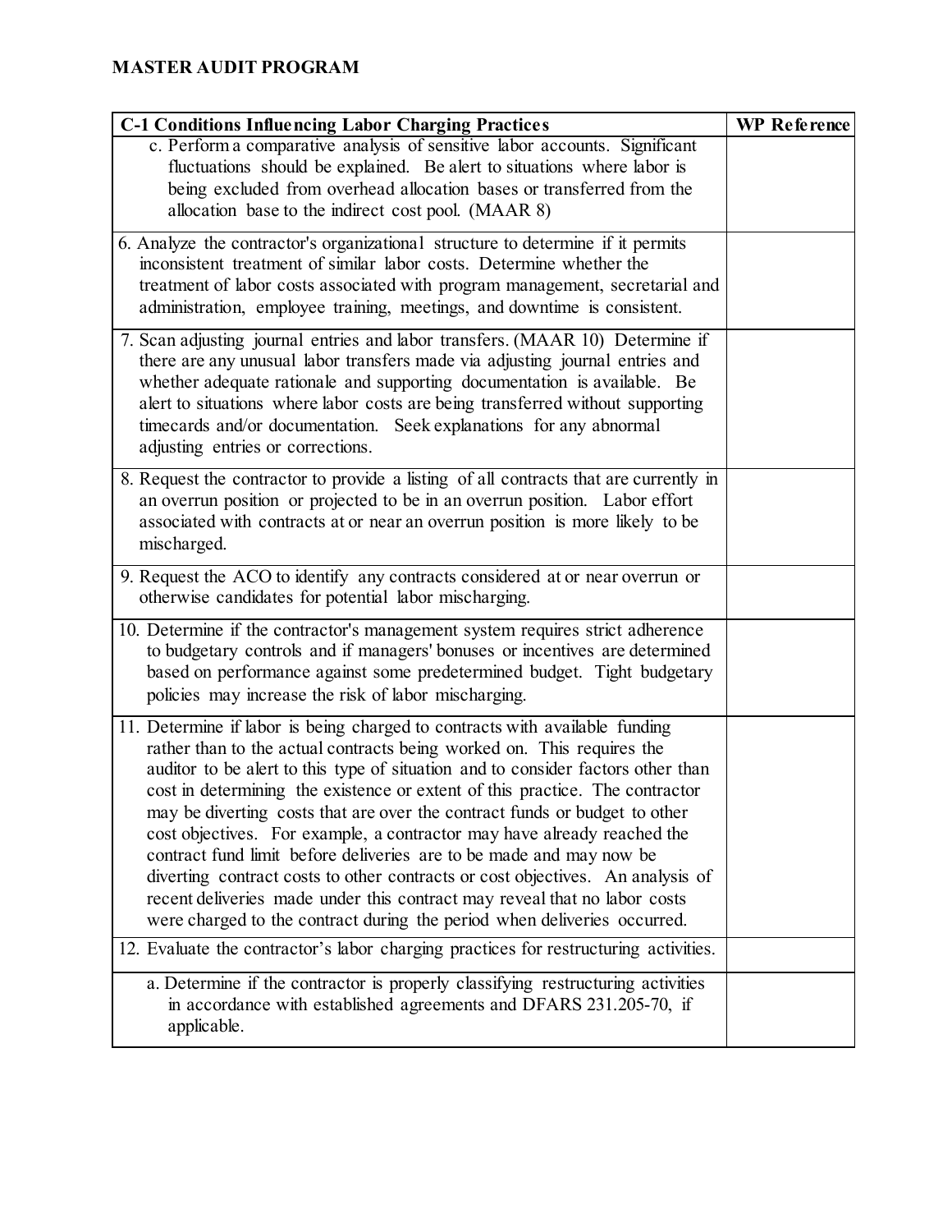## MASTER AUDIT PROGRAM

| C-1 Conditions Influencing Labor Charging Practices | WP Reference |
|---|---|
| c. Perform a comparative analysis of sensitive labor accounts. Significant fluctuations should be explained. Be alert to situations where labor is being excluded from overhead allocation bases or transferred from the allocation base to the indirect cost pool. (MAAR 8) | |
| 6. Analyze the contractor's organizational structure to determine if it permits inconsistent treatment of similar labor costs. Determine whether the treatment of labor costs associated with program management, secretarial and administration, employee training, meetings, and downtime is consistent. | |
| 7. Scan adjusting journal entries and labor transfers. (MAAR 10) Determine if there are any unusual labor transfers made via adjusting journal entries and whether adequate rationale and supporting documentation is available. Be alert to situations where labor costs are being transferred without supporting timecards and/or documentation. Seek explanations for any abnormal adjusting entries or corrections. | |
| 8. Request the contractor to provide a listing of all contracts that are currently in an overrun position or projected to be in an overrun position. Labor effort associated with contracts at or near an overrun position is more likely to be mischarged. | |
| 9. Request the ACO to identify any contracts considered at or near overrun or otherwise candidates for potential labor mischarging. | |
| 10. Determine if the contractor's management system requires strict adherence to budgetary controls and if managers' bonuses or incentives are determined based on performance against some predetermined budget. Tight budgetary policies may increase the risk of labor mischarging. | |
| 11. Determine if labor is being charged to contracts with available funding rather than to the actual contracts being worked on. This requires the auditor to be alert to this type of situation and to consider factors other than cost in determining the existence or extent of this practice. The contractor may be diverting costs that are over the contract funds or budget to other cost objectives. For example, a contractor may have already reached the contract fund limit before deliveries are to be made and may now be diverting contract costs to other contracts or cost objectives. An analysis of recent deliveries made under this contract may reveal that no labor costs were charged to the contract during the period when deliveries occurred. | |
| 12. Evaluate the contractor's labor charging practices for restructuring activities. | |
| a. Determine if the contractor is properly classifying restructuring activities in accordance with established agreements and DFARS 231.205-70, if applicable. | |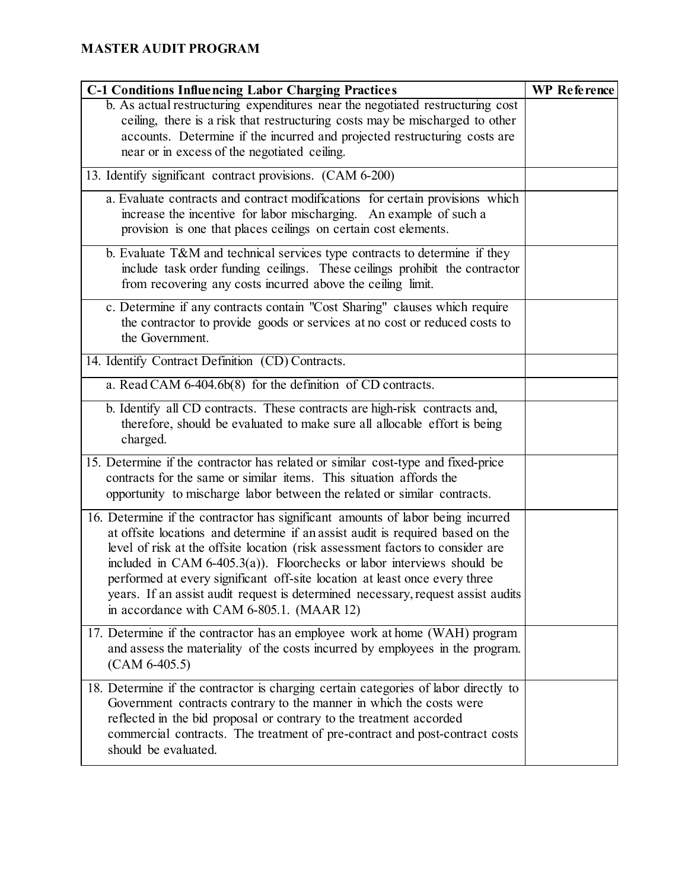# MASTER AUDIT PROGRAM

| C-1 Conditions Influencing Labor Charging Practices | WP Reference |
|---|---|
| b. As actual restructuring expenditures near the negotiated restructuring cost ceiling, there is a risk that restructuring costs may be mischarged to other accounts. Determine if the incurred and projected restructuring costs are near or in excess of the negotiated ceiling. | |
| 13. Identify significant contract provisions. (CAM 6-200) | |
| a. Evaluate contracts and contract modifications for certain provisions which increase the incentive for labor mischarging. An example of such a provision is one that places ceilings on certain cost elements. | |
| b. Evaluate T&M and technical services type contracts to determine if they include task order funding ceilings. These ceilings prohibit the contractor from recovering any costs incurred above the ceiling limit. | |
| c. Determine if any contracts contain "Cost Sharing" clauses which require the contractor to provide goods or services at no cost or reduced costs to the Government. | |
| 14. Identify Contract Definition (CD) Contracts. | |
| a. Read CAM 6-404.6b(8) for the definition of CD contracts. | |
| b. Identify all CD contracts. These contracts are high-risk contracts and, therefore, should be evaluated to make sure all allocable effort is being charged. | |
| 15. Determine if the contractor has related or similar cost-type and fixed-price contracts for the same or similar items. This situation affords the opportunity to mischarge labor between the related or similar contracts. | |
| 16. Determine if the contractor has significant amounts of labor being incurred at offsite locations and determine if an assist audit is required based on the level of risk at the offsite location (risk assessment factors to consider are included in CAM 6-405.3(a)). Floorchecks or labor interviews should be performed at every significant off-site location at least once every three years. If an assist audit request is determined necessary, request assist audits in accordance with CAM 6-805.1. (MAAR 12) | |
| 17. Determine if the contractor has an employee work at home (WAH) program and assess the materiality of the costs incurred by employees in the program. (CAM 6-405.5) | |
| 18. Determine if the contractor is charging certain categories of labor directly to Government contracts contrary to the manner in which the costs were reflected in the bid proposal or contrary to the treatment accorded commercial contracts. The treatment of pre-contract and post-contract costs should be evaluated. | |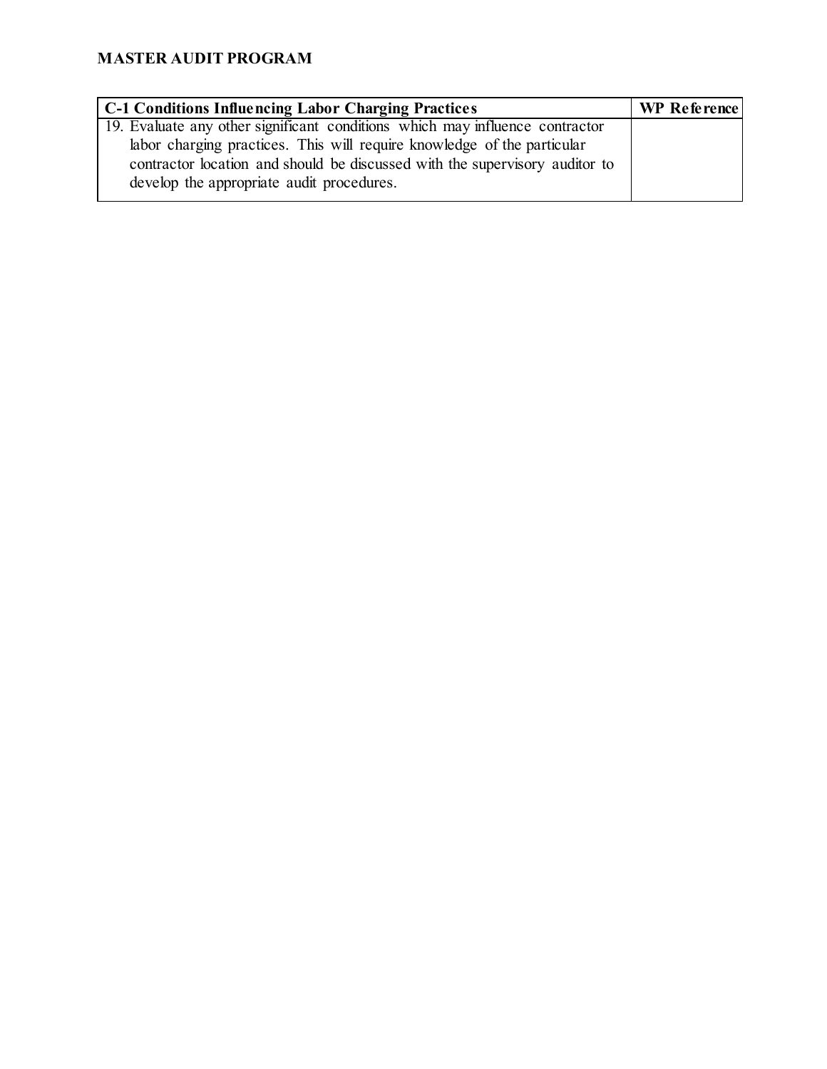**MASTER AUDIT PROGRAM**

| C-1 Conditions Influencing Labor Charging Practices | WP Reference |
|---|---|
| 19. Evaluate any other significant conditions which may influence contractor labor charging practices. This will require knowledge of the particular contractor location and should be discussed with the supervisory auditor to develop the appropriate audit procedures. | |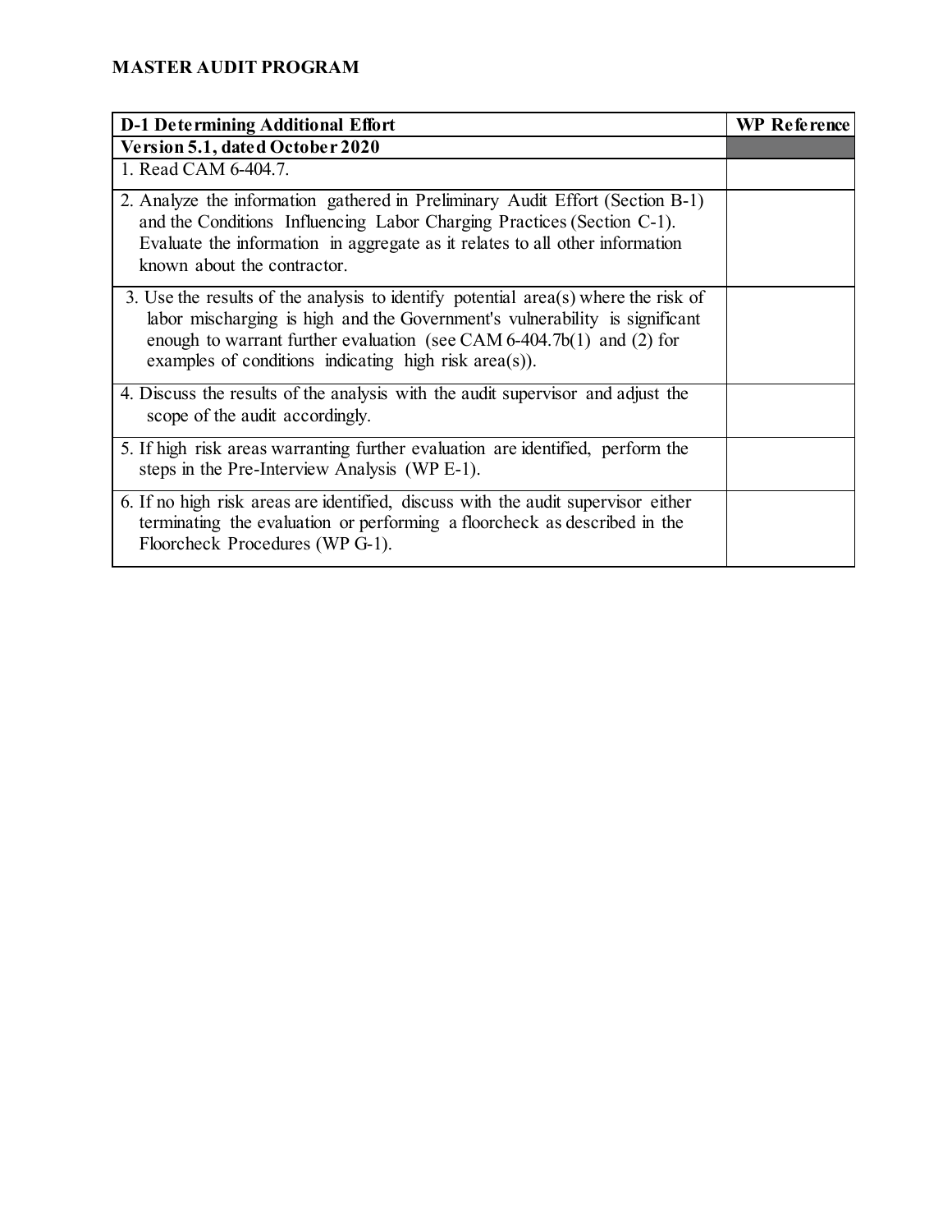## MASTER AUDIT PROGRAM

| D-1 Determining Additional Effort | WP Reference |
| --- | --- |
| **Version 5.1, dated October 2020** | |
| 1. Read CAM 6-404.7. | |
| 2. Analyze the information gathered in Preliminary Audit Effort (Section B-1) and the Conditions Influencing Labor Charging Practices (Section C-1). Evaluate the information in aggregate as it relates to all other information known about the contractor. | |
| 3. Use the results of the analysis to identify potential area(s) where the risk of labor mischarging is high and the Government's vulnerability is significant enough to warrant further evaluation (see CAM 6-404.7b(1) and (2) for examples of conditions indicating high risk area(s)). | |
| 4. Discuss the results of the analysis with the audit supervisor and adjust the scope of the audit accordingly. | |
| 5. If high risk areas warranting further evaluation are identified, perform the steps in the Pre-Interview Analysis (WP E-1). | |
| 6. If no high risk areas are identified, discuss with the audit supervisor either terminating the evaluation or performing a floorcheck as described in the Floorcheck Procedures (WP G-1). | |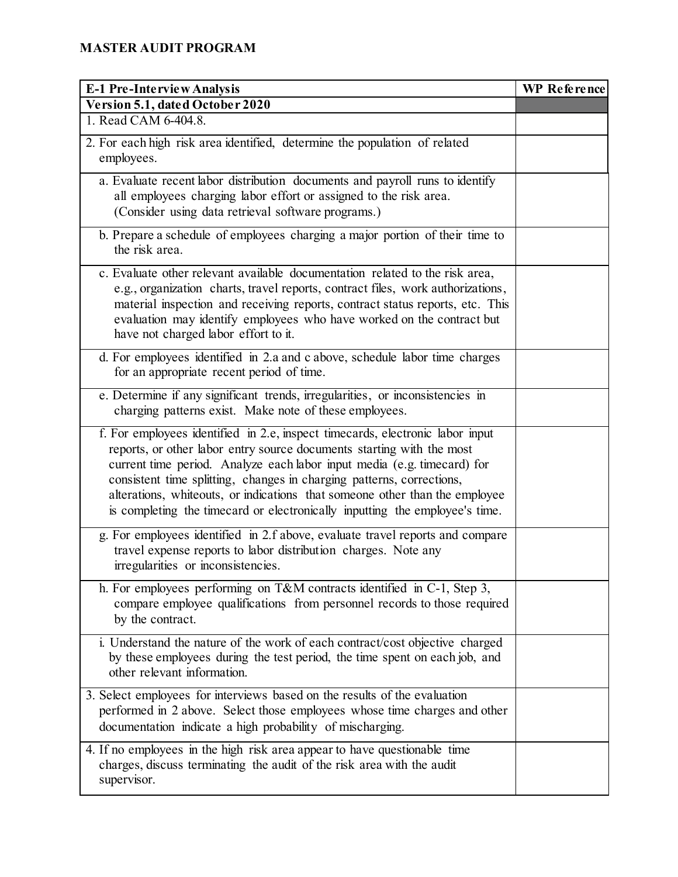# MASTER AUDIT PROGRAM

| E-1 Pre-Interview Analysis | WP Reference |
| --- | --- |
| **Version 5.1, dated October 2020** | |
| 1. Read CAM 6-404.8. | |
| 2. For each high risk area identified, determine the population of related employees. | |
| a. Evaluate recent labor distribution documents and payroll runs to identify all employees charging labor effort or assigned to the risk area. (Consider using data retrieval software programs.) | |
| b. Prepare a schedule of employees charging a major portion of their time to the risk area. | |
| c. Evaluate other relevant available documentation related to the risk area, e.g., organization charts, travel reports, contract files, work authorizations, material inspection and receiving reports, contract status reports, etc. This evaluation may identify employees who have worked on the contract but have not charged labor effort to it. | |
| d. For employees identified in 2.a and c above, schedule labor time charges for an appropriate recent period of time. | |
| e. Determine if any significant trends, irregularities, or inconsistencies in charging patterns exist. Make note of these employees. | |
| f. For employees identified in 2.e, inspect timecards, electronic labor input reports, or other labor entry source documents starting with the most current time period. Analyze each labor input media (e.g. timecard) for consistent time splitting, changes in charging patterns, corrections, alterations, whiteouts, or indications that someone other than the employee is completing the timecard or electronically inputting the employee's time. | |
| g. For employees identified in 2.f above, evaluate travel reports and compare travel expense reports to labor distribution charges. Note any irregularities or inconsistencies. | |
| h. For employees performing on T&M contracts identified in C-1, Step 3, compare employee qualifications from personnel records to those required by the contract. | |
| i. Understand the nature of the work of each contract/cost objective charged by these employees during the test period, the time spent on each job, and other relevant information. | |
| 3. Select employees for interviews based on the results of the evaluation performed in 2 above. Select those employees whose time charges and other documentation indicate a high probability of mischarging. | |
| 4. If no employees in the high risk area appear to have questionable time charges, discuss terminating the audit of the risk area with the audit supervisor. | |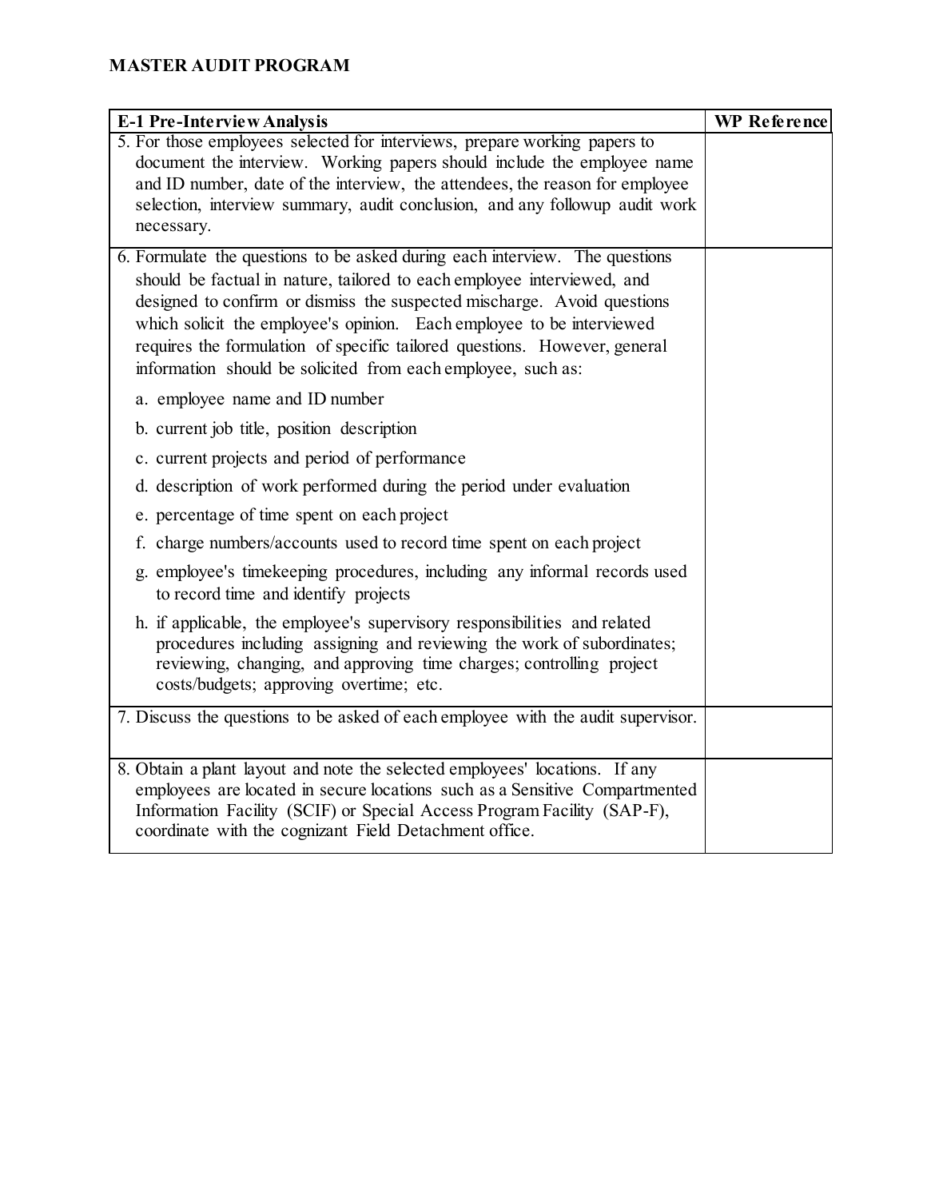**MASTER AUDIT PROGRAM**

| E-1 Pre-Interview Analysis | WP Reference |
| --- | --- |
| 5. For those employees selected for interviews, prepare working papers to document the interview. Working papers should include the employee name and ID number, date of the interview, the attendees, the reason for employee selection, interview summary, audit conclusion, and any followup audit work necessary. | |
| 6. Formulate the questions to be asked during each interview. The questions should be factual in nature, tailored to each employee interviewed, and designed to confirm or dismiss the suspected mischarge. Avoid questions which solicit the employee's opinion. Each employee to be interviewed requires the formulation of specific tailored questions. However, general information should be solicited from each employee, such as:<br><br>a. employee name and ID number<br><br>b. current job title, position description<br><br>c. current projects and period of performance<br><br>d. description of work performed during the period under evaluation<br><br>e. percentage of time spent on each project<br><br>f. charge numbers/accounts used to record time spent on each project<br><br>g. employee's timekeeping procedures, including any informal records used to record time and identify projects<br><br>h. if applicable, the employee's supervisory responsibilities and related procedures including assigning and reviewing the work of subordinates; reviewing, changing, and approving time charges; controlling project costs/budgets; approving overtime; etc. | |
| 7. Discuss the questions to be asked of each employee with the audit supervisor. | |
| 8. Obtain a plant layout and note the selected employees' locations. If any employees are located in secure locations such as a Sensitive Compartmented Information Facility (SCIF) or Special Access Program Facility (SAP-F), coordinate with the cognizant Field Detachment office. | |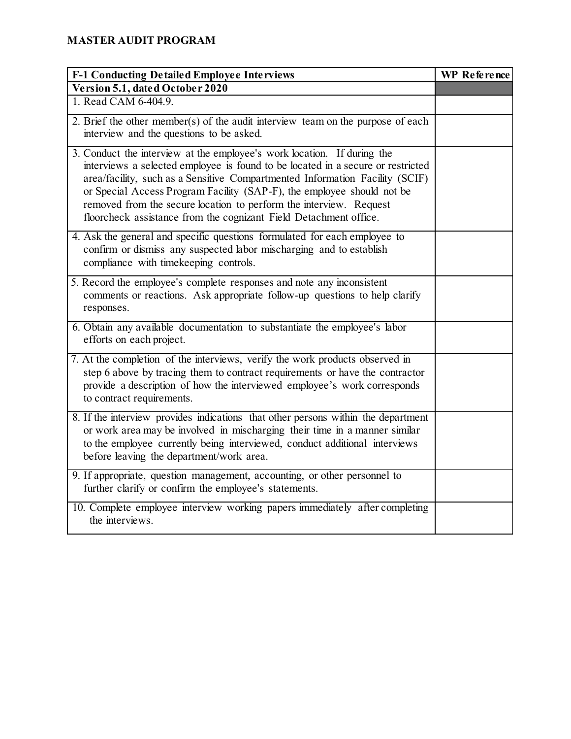# MASTER AUDIT PROGRAM

| F-1 Conducting Detailed Employee Interviews | WP Reference |
|---|---|
| **Version 5.1, dated October 2020** | |
| 1. Read CAM 6-404.9. | |
| 2. Brief the other member(s) of the audit interview team on the purpose of each interview and the questions to be asked. | |
| 3. Conduct the interview at the employee's work location. If during the interviews a selected employee is found to be located in a secure or restricted area/facility, such as a Sensitive Compartmented Information Facility (SCIF) or Special Access Program Facility (SAP-F), the employee should not be removed from the secure location to perform the interview. Request floorcheck assistance from the cognizant Field Detachment office. | |
| 4. Ask the general and specific questions formulated for each employee to confirm or dismiss any suspected labor mischarging and to establish compliance with timekeeping controls. | |
| 5. Record the employee's complete responses and note any inconsistent comments or reactions. Ask appropriate follow-up questions to help clarify responses. | |
| 6. Obtain any available documentation to substantiate the employee's labor efforts on each project. | |
| 7. At the completion of the interviews, verify the work products observed in step 6 above by tracing them to contract requirements or have the contractor provide a description of how the interviewed employee's work corresponds to contract requirements. | |
| 8. If the interview provides indications that other persons within the department or work area may be involved in mischarging their time in a manner similar to the employee currently being interviewed, conduct additional interviews before leaving the department/work area. | |
| 9. If appropriate, question management, accounting, or other personnel to further clarify or confirm the employee's statements. | |
| 10. Complete employee interview working papers immediately after completing the interviews. | |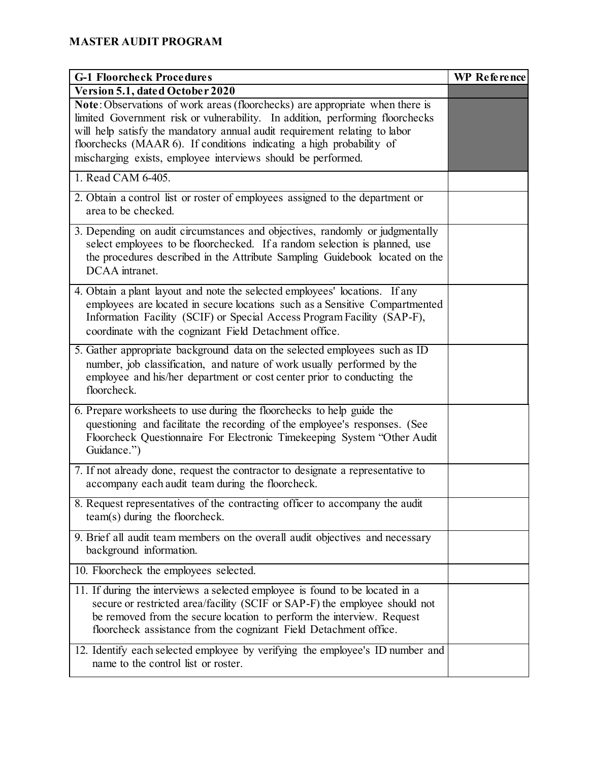## MASTER AUDIT PROGRAM

| G-1 Floorcheck Procedures | WP Reference |
|---|---|
| **Version 5.1, dated October 2020** | |
| **Note**: Observations of work areas (floorchecks) are appropriate when there is limited Government risk or vulnerability. In addition, performing floorchecks will help satisfy the mandatory annual audit requirement relating to labor floorchecks (MAAR 6). If conditions indicating a high probability of mischarging exists, employee interviews should be performed. | |
| 1. Read CAM 6-405. | |
| 2. Obtain a control list or roster of employees assigned to the department or area to be checked. | |
| 3. Depending on audit circumstances and objectives, randomly or judgmentally select employees to be floorchecked. If a random selection is planned, use the procedures described in the Attribute Sampling Guidebook located on the DCAA intranet. | |
| 4. Obtain a plant layout and note the selected employees' locations. If any employees are located in secure locations such as a Sensitive Compartmented Information Facility (SCIF) or Special Access Program Facility (SAP-F), coordinate with the cognizant Field Detachment office. | |
| 5. Gather appropriate background data on the selected employees such as ID number, job classification, and nature of work usually performed by the employee and his/her department or cost center prior to conducting the floorcheck. | |
| 6. Prepare worksheets to use during the floorchecks to help guide the questioning and facilitate the recording of the employee's responses. (See Floorcheck Questionnaire For Electronic Timekeeping System "Other Audit Guidance.") | |
| 7. If not already done, request the contractor to designate a representative to accompany each audit team during the floorcheck. | |
| 8. Request representatives of the contracting officer to accompany the audit team(s) during the floorcheck. | |
| 9. Brief all audit team members on the overall audit objectives and necessary background information. | |
| 10. Floorcheck the employees selected. | |
| 11. If during the interviews a selected employee is found to be located in a secure or restricted area/facility (SCIF or SAP-F) the employee should not be removed from the secure location to perform the interview. Request floorcheck assistance from the cognizant Field Detachment office. | |
| 12. Identify each selected employee by verifying the employee's ID number and name to the control list or roster. | |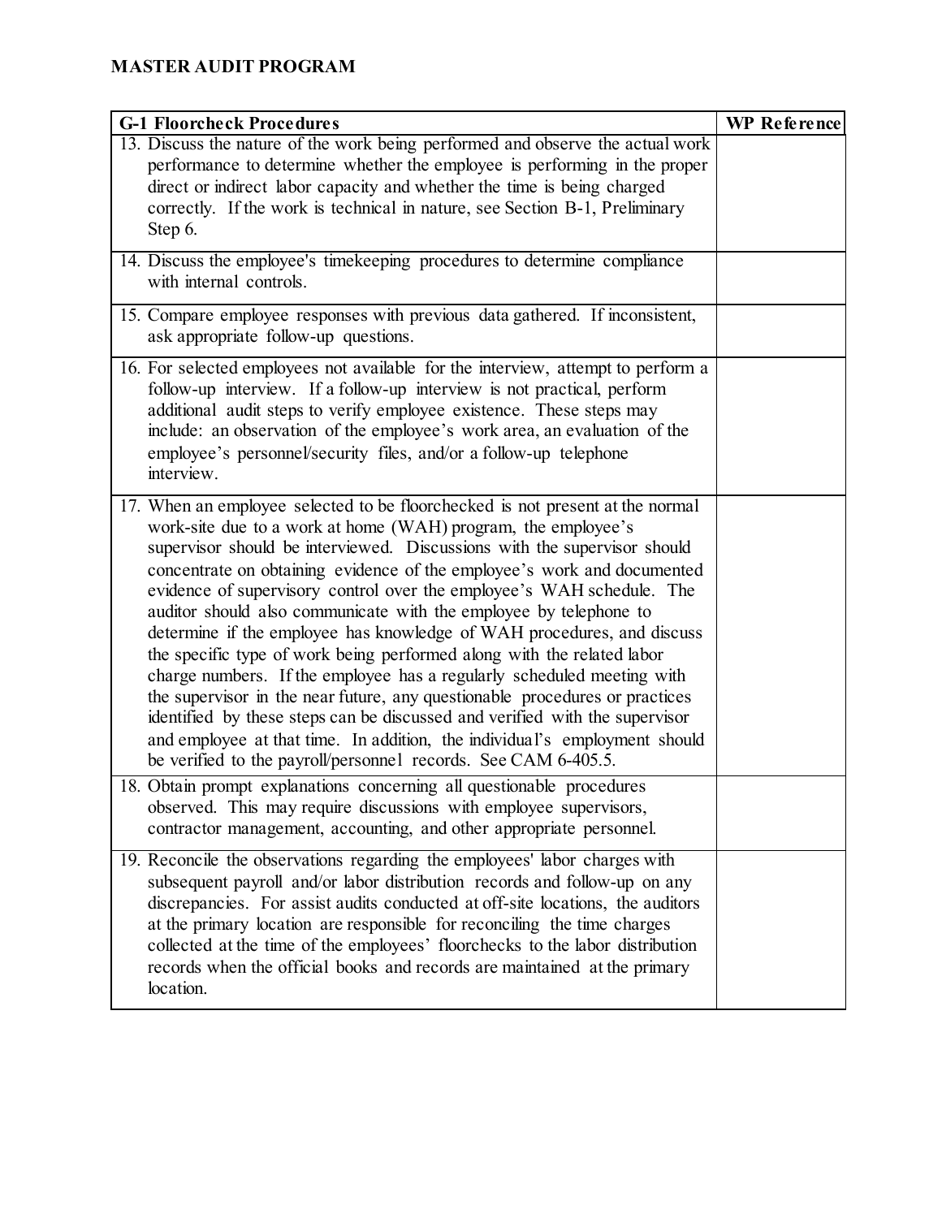**MASTER AUDIT PROGRAM**

| G-1 Floorcheck Procedures | WP Reference |
|---|---|
| 13. Discuss the nature of the work being performed and observe the actual work performance to determine whether the employee is performing in the proper direct or indirect labor capacity and whether the time is being charged correctly. If the work is technical in nature, see Section B-1, Preliminary Step 6. | |
| 14. Discuss the employee's timekeeping procedures to determine compliance with internal controls. | |
| 15. Compare employee responses with previous data gathered. If inconsistent, ask appropriate follow-up questions. | |
| 16. For selected employees not available for the interview, attempt to perform a follow-up interview. If a follow-up interview is not practical, perform additional audit steps to verify employee existence. These steps may include: an observation of the employee's work area, an evaluation of the employee's personnel/security files, and/or a follow-up telephone interview. | |
| 17. When an employee selected to be floorchecked is not present at the normal work-site due to a work at home (WAH) program, the employee's supervisor should be interviewed. Discussions with the supervisor should concentrate on obtaining evidence of the employee's work and documented evidence of supervisory control over the employee's WAH schedule. The auditor should also communicate with the employee by telephone to determine if the employee has knowledge of WAH procedures, and discuss the specific type of work being performed along with the related labor charge numbers. If the employee has a regularly scheduled meeting with the supervisor in the near future, any questionable procedures or practices identified by these steps can be discussed and verified with the supervisor and employee at that time. In addition, the individual's employment should be verified to the payroll/personnel records. See CAM 6-405.5. | |
| 18. Obtain prompt explanations concerning all questionable procedures observed. This may require discussions with employee supervisors, contractor management, accounting, and other appropriate personnel. | |
| 19. Reconcile the observations regarding the employees' labor charges with subsequent payroll and/or labor distribution records and follow-up on any discrepancies. For assist audits conducted at off-site locations, the auditors at the primary location are responsible for reconciling the time charges collected at the time of the employees' floorchecks to the labor distribution records when the official books and records are maintained at the primary location. | |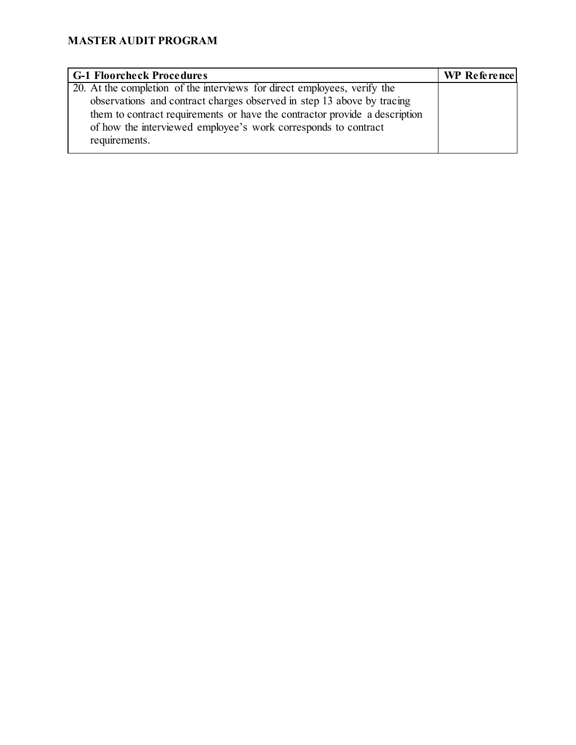**MASTER AUDIT PROGRAM**

| G-1 Floorcheck Procedures | WP Reference |
|---|---|
| 20. At the completion of the interviews for direct employees, verify the observations and contract charges observed in step 13 above by tracing them to contract requirements or have the contractor provide a description of how the interviewed employee's work corresponds to contract requirements. | |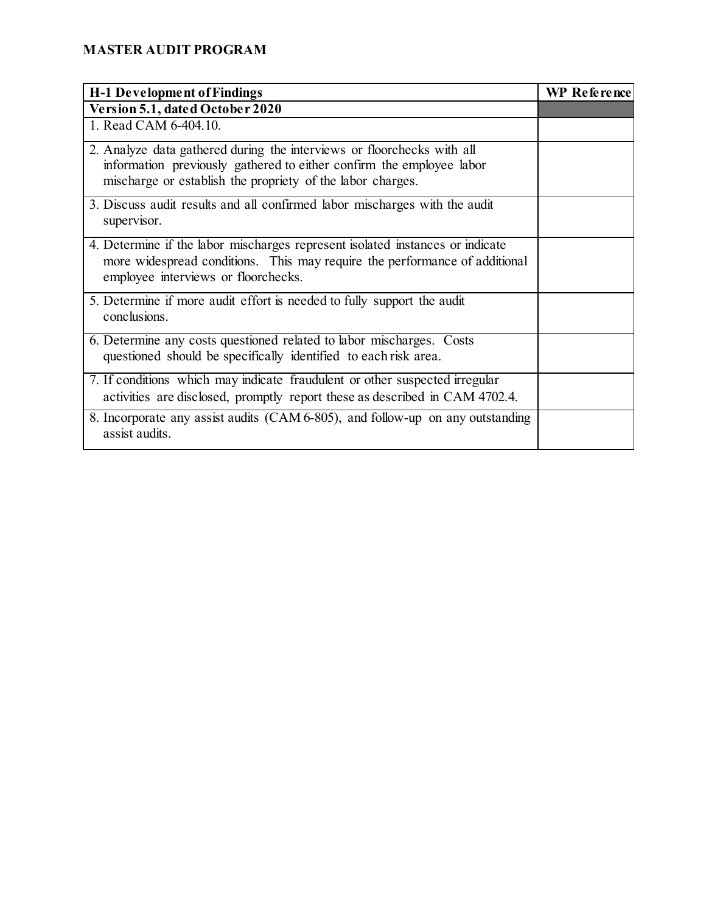**MASTER AUDIT PROGRAM**

| H-1 Development of Findings | WP Reference |
| --- | --- |
| **Version 5.1, dated October 2020** | |
| 1. Read CAM 6-404.10. | |
| 2. Analyze data gathered during the interviews or floorchecks with all information previously gathered to either confirm the employee labor mischarge or establish the propriety of the labor charges. | |
| 3. Discuss audit results and all confirmed labor mischarges with the audit supervisor. | |
| 4. Determine if the labor mischarges represent isolated instances or indicate more widespread conditions. This may require the performance of additional employee interviews or floorchecks. | |
| 5. Determine if more audit effort is needed to fully support the audit conclusions. | |
| 6. Determine any costs questioned related to labor mischarges. Costs questioned should be specifically identified to each risk area. | |
| 7. If conditions which may indicate fraudulent or other suspected irregular activities are disclosed, promptly report these as described in CAM 4702.4. | |
| 8. Incorporate any assist audits (CAM 6-805), and follow-up on any outstanding assist audits. | |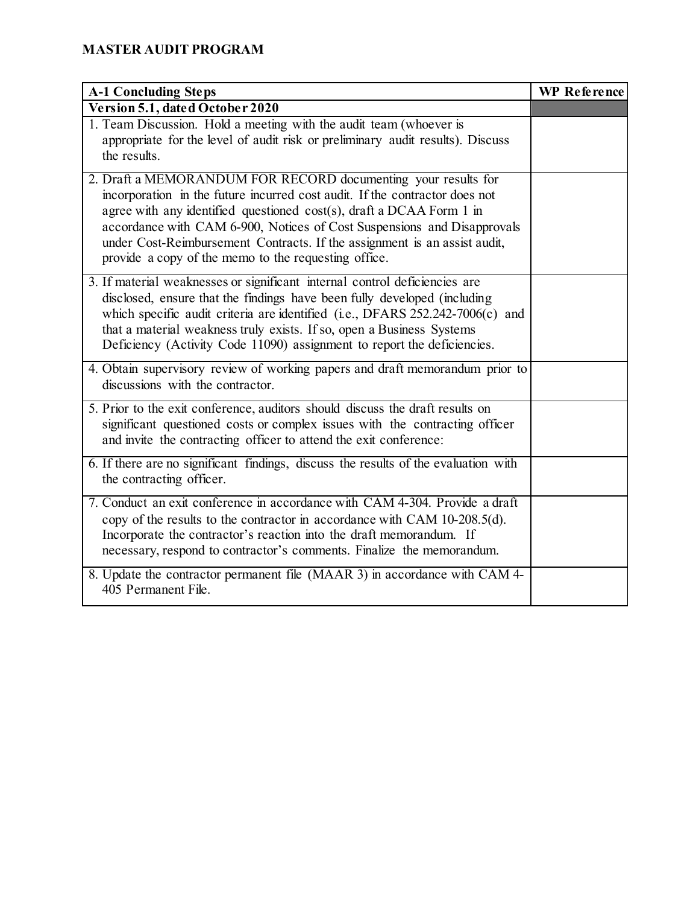**MASTER AUDIT PROGRAM**

| A-1 Concluding Steps | WP Reference |
|---|---|
| **Version 5.1, dated October 2020** | |
| 1. Team Discussion. Hold a meeting with the audit team (whoever is appropriate for the level of audit risk or preliminary audit results). Discuss the results. | |
| 2. Draft a MEMORANDUM FOR RECORD documenting your results for incorporation in the future incurred cost audit. If the contractor does not agree with any identified questioned cost(s), draft a DCAA Form 1 in accordance with CAM 6-900, Notices of Cost Suspensions and Disapprovals under Cost-Reimbursement Contracts. If the assignment is an assist audit, provide a copy of the memo to the requesting office. | |
| 3. If material weaknesses or significant internal control deficiencies are disclosed, ensure that the findings have been fully developed (including which specific audit criteria are identified (i.e., DFARS 252.242-7006(c) and that a material weakness truly exists. If so, open a Business Systems Deficiency (Activity Code 11090) assignment to report the deficiencies. | |
| 4. Obtain supervisory review of working papers and draft memorandum prior to discussions with the contractor. | |
| 5. Prior to the exit conference, auditors should discuss the draft results on significant questioned costs or complex issues with the contracting officer and invite the contracting officer to attend the exit conference: | |
| 6. If there are no significant findings, discuss the results of the evaluation with the contracting officer. | |
| 7. Conduct an exit conference in accordance with CAM 4-304. Provide a draft copy of the results to the contractor in accordance with CAM 10-208.5(d). Incorporate the contractor's reaction into the draft memorandum. If necessary, respond to contractor's comments. Finalize the memorandum. | |
| 8. Update the contractor permanent file (MAAR 3) in accordance with CAM 4-405 Permanent File. | |